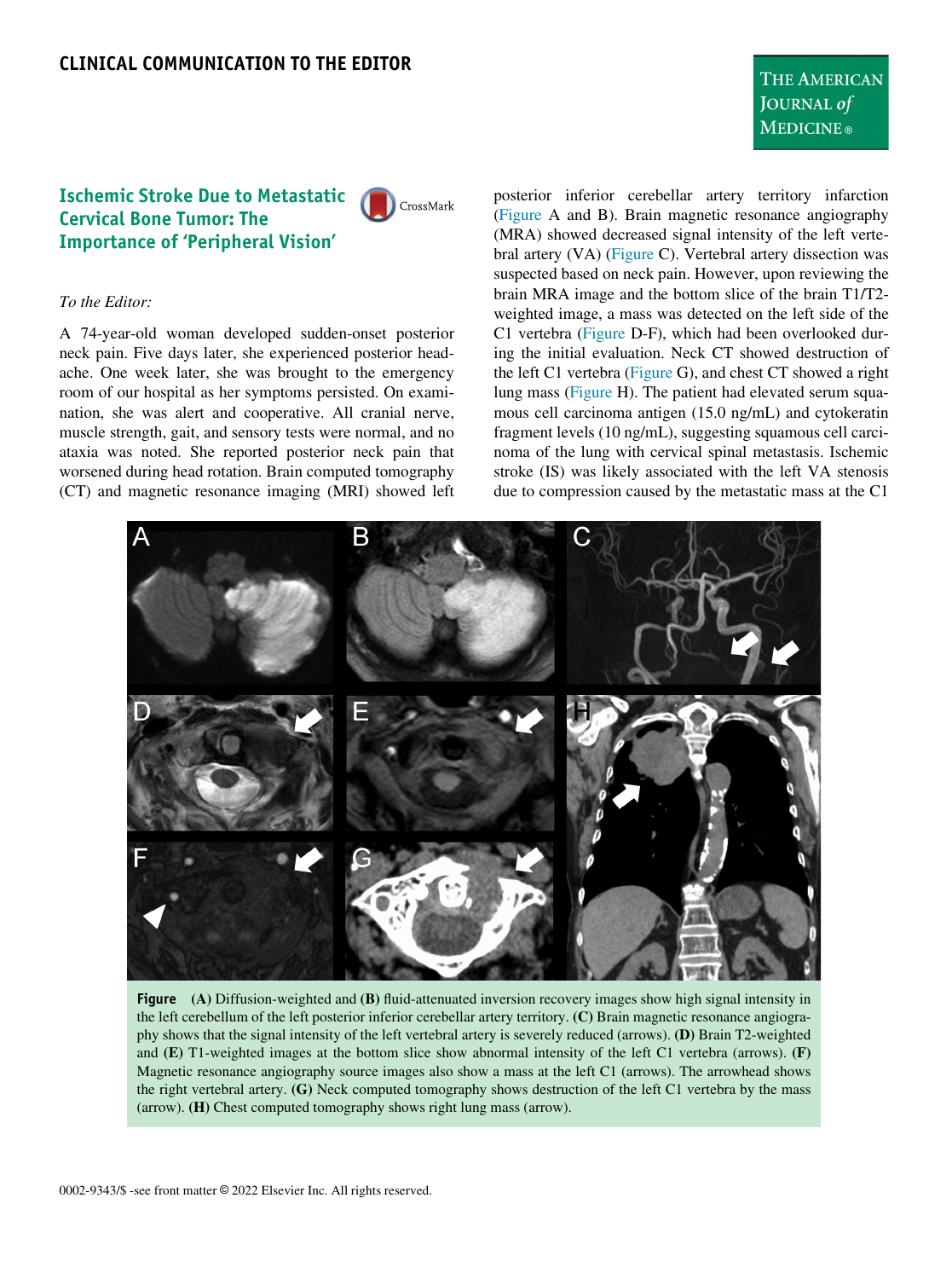CLINICAL COMMUNICATION TO THE EDITOR

# Ischemic Stroke Due to Metastatic Cervical Bone Tumor: The Importance of 'Peripheral Vision'

*To the Editor:*

A 74-year-old woman developed sudden-onset posterior neck pain. Five days later, she experienced posterior headache. One week later, she was brought to the emergency room of our hospital as her symptoms persisted. On examination, she was alert and cooperative. All cranial nerve, muscle strength, gait, and sensory tests were normal, and no ataxia was noted. She reported posterior neck pain that worsened during head rotation. Brain computed tomography (CT) and magnetic resonance imaging (MRI) showed left posterior inferior cerebellar artery territory infarction (Figure A and B). Brain magnetic resonance angiography (MRA) showed decreased signal intensity of the left vertebral artery (VA) (Figure C). Vertebral artery dissection was suspected based on neck pain. However, upon reviewing the brain MRA image and the bottom slice of the brain T1/T2-weighted image, a mass was detected on the left side of the C1 vertebra (Figure D-F), which had been overlooked during the initial evaluation. Neck CT showed destruction of the left C1 vertebra (Figure G), and chest CT showed a right lung mass (Figure H). The patient had elevated serum squamous cell carcinoma antigen (15.0 ng/mL) and cytokeratin fragment levels (10 ng/mL), suggesting squamous cell carcinoma of the lung with cervical spinal metastasis. Ischemic stroke (IS) was likely associated with the left VA stenosis due to compression caused by the metastatic mass at the C1

**Figure** **(A)** Diffusion-weighted and **(B)** fluid-attenuated inversion recovery images show high signal intensity in the left cerebellum of the left posterior inferior cerebellar artery territory. **(C)** Brain magnetic resonance angiography shows that the signal intensity of the left vertebral artery is severely reduced (arrows). **(D)** Brain T2-weighted and **(E)** T1-weighted images at the bottom slice show abnormal intensity of the left C1 vertebra (arrows). **(F)** Magnetic resonance angiography source images also show a mass at the left C1 (arrows). The arrowhead shows the right vertebral artery. **(G)** Neck computed tomography shows destruction of the left C1 vertebra by the mass (arrow). **(H)** Chest computed tomography shows right lung mass (arrow).

0002-9343/$ -see front matter © 2022 Elsevier Inc. All rights reserved.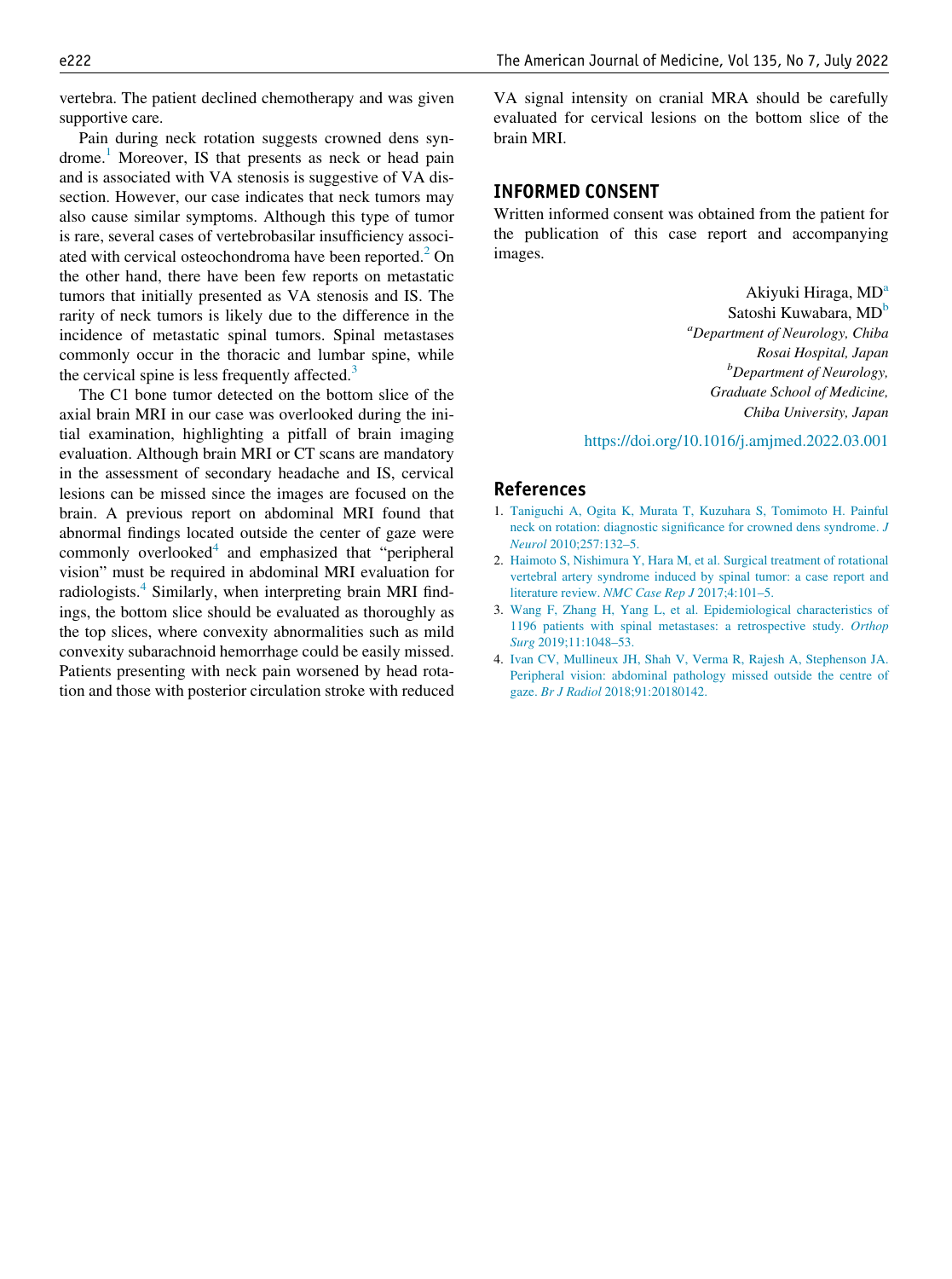vertebra. The patient declined chemotherapy and was given supportive care.

Pain during neck rotation suggests crowned dens syndrome.[1] Moreover, IS that presents as neck or head pain and is associated with VA stenosis is suggestive of VA dissection. However, our case indicates that neck tumors may also cause similar symptoms. Although this type of tumor is rare, several cases of vertebrobasilar insufficiency associated with cervical osteochondroma have been reported.[2] On the other hand, there have been few reports on metastatic tumors that initially presented as VA stenosis and IS. The rarity of neck tumors is likely due to the difference in the incidence of metastatic spinal tumors. Spinal metastases commonly occur in the thoracic and lumbar spine, while the cervical spine is less frequently affected.[3]

The C1 bone tumor detected on the bottom slice of the axial brain MRI in our case was overlooked during the initial examination, highlighting a pitfall of brain imaging evaluation. Although brain MRI or CT scans are mandatory in the assessment of secondary headache and IS, cervical lesions can be missed since the images are focused on the brain. A previous report on abdominal MRI found that abnormal findings located outside the center of gaze were commonly overlooked[4] and emphasized that "peripheral vision" must be required in abdominal MRI evaluation for radiologists.[4] Similarly, when interpreting brain MRI findings, the bottom slice should be evaluated as thoroughly as the top slices, where convexity abnormalities such as mild convexity subarachnoid hemorrhage could be easily missed. Patients presenting with neck pain worsened by head rotation and those with posterior circulation stroke with reduced VA signal intensity on cranial MRA should be carefully evaluated for cervical lesions on the bottom slice of the brain MRI.

## INFORMED CONSENT

Written informed consent was obtained from the patient for the publication of this case report and accompanying images.

Akiyuki Hiraga, MD[a]
Satoshi Kuwabara, MD[b]
[a]*Department of Neurology, Chiba Rosai Hospital, Japan*
[b]*Department of Neurology, Graduate School of Medicine, Chiba University, Japan*

https://doi.org/10.1016/j.amjmed.2022.03.001

## References

1. Taniguchi A, Ogita K, Murata T, Kuzuhara S, Tomimoto H. Painful neck on rotation: diagnostic significance for crowned dens syndrome. *J Neurol* 2010;257:132–5.
2. Haimoto S, Nishimura Y, Hara M, et al. Surgical treatment of rotational vertebral artery syndrome induced by spinal tumor: a case report and literature review. *NMC Case Rep J* 2017;4:101–5.
3. Wang F, Zhang H, Yang L, et al. Epidemiological characteristics of 1196 patients with spinal metastases: a retrospective study. *Orthop Surg* 2019;11:1048–53.
4. Ivan CV, Mullineux JH, Shah V, Verma R, Rajesh A, Stephenson JA. Peripheral vision: abdominal pathology missed outside the centre of gaze. *Br J Radiol* 2018;91:20180142.